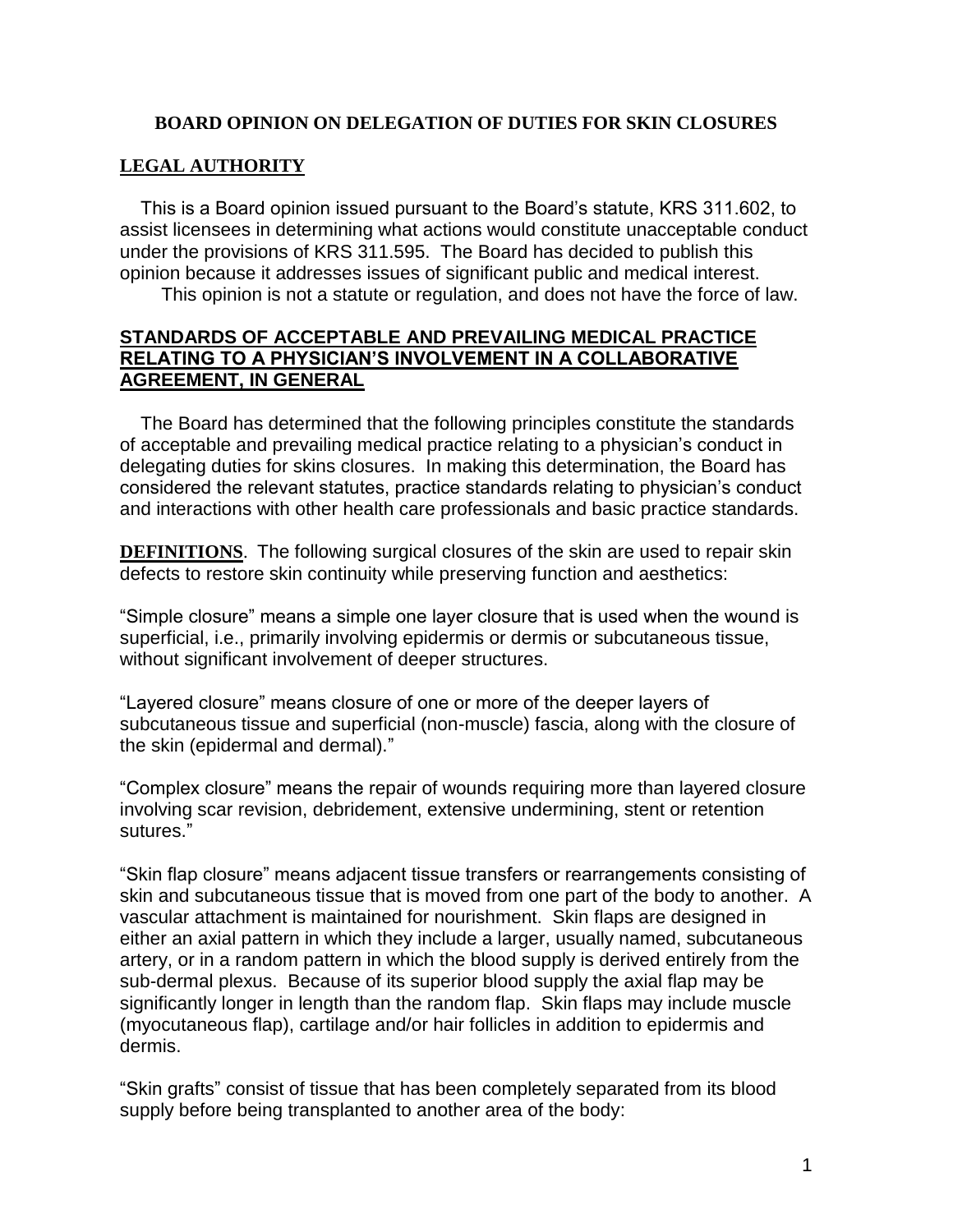## BOARD OPINION ON DELEGATION OF DUTIES FOR SKIN CLOSURES

### LEGAL AUTHORITY

This is a Board opinion issued pursuant to the Board's statute, KRS 311.602, to assist licensees in determining what actions would constitute unacceptable conduct under the provisions of KRS 311.595. The Board has decided to publish this opinion because it addresses issues of significant public and medical interest.

This opinion is not a statute or regulation, and does not have the force of law.

### STANDARDS OF ACCEPTABLE AND PREVAILING MEDICAL PRACTICE RELATING TO A PHYSICIAN'S INVOLVEMENT IN A COLLABORATIVE AGREEMENT, IN GENERAL

The Board has determined that the following principles constitute the standards of acceptable and prevailing medical practice relating to a physician's conduct in delegating duties for skins closures. In making this determination, the Board has considered the relevant statutes, practice standards relating to physician's conduct and interactions with other health care professionals and basic practice standards.

**DEFINITIONS**. The following surgical closures of the skin are used to repair skin defects to restore skin continuity while preserving function and aesthetics:

"Simple closure" means a simple one layer closure that is used when the wound is superficial, i.e., primarily involving epidermis or dermis or subcutaneous tissue, without significant involvement of deeper structures.

"Layered closure" means closure of one or more of the deeper layers of subcutaneous tissue and superficial (non-muscle) fascia, along with the closure of the skin (epidermal and dermal)."

"Complex closure" means the repair of wounds requiring more than layered closure involving scar revision, debridement, extensive undermining, stent or retention sutures."

"Skin flap closure" means adjacent tissue transfers or rearrangements consisting of skin and subcutaneous tissue that is moved from one part of the body to another. A vascular attachment is maintained for nourishment. Skin flaps are designed in either an axial pattern in which they include a larger, usually named, subcutaneous artery, or in a random pattern in which the blood supply is derived entirely from the sub-dermal plexus. Because of its superior blood supply the axial flap may be significantly longer in length than the random flap. Skin flaps may include muscle (myocutaneous flap), cartilage and/or hair follicles in addition to epidermis and dermis.

"Skin grafts" consist of tissue that has been completely separated from its blood supply before being transplanted to another area of the body: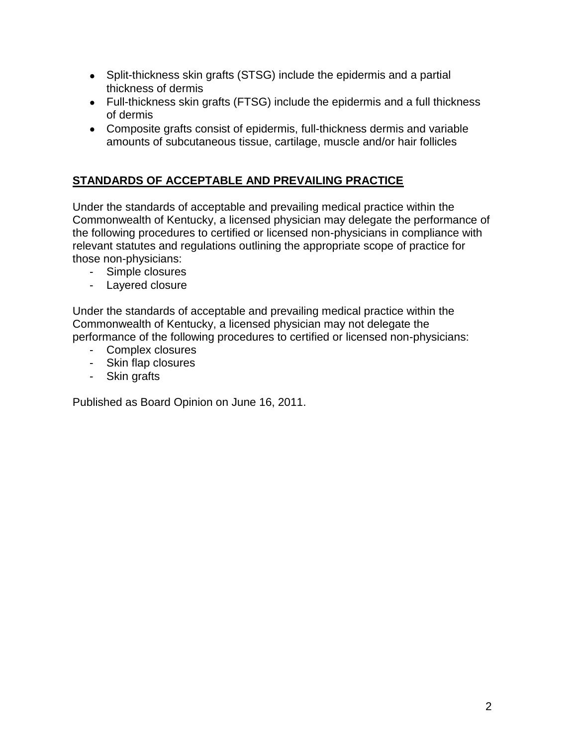- Split-thickness skin grafts (STSG) include the epidermis and a partial thickness of dermis
- Full-thickness skin grafts (FTSG) include the epidermis and a full thickness of dermis
- Composite grafts consist of epidermis, full-thickness dermis and variable amounts of subcutaneous tissue, cartilage, muscle and/or hair follicles

## STANDARDS OF ACCEPTABLE AND PREVAILING PRACTICE

Under the standards of acceptable and prevailing medical practice within the Commonwealth of Kentucky, a licensed physician may delegate the performance of the following procedures to certified or licensed non-physicians in compliance with relevant statutes and regulations outlining the appropriate scope of practice for those non-physicians:

- Simple closures
- Layered closure

Under the standards of acceptable and prevailing medical practice within the Commonwealth of Kentucky, a licensed physician may not delegate the performance of the following procedures to certified or licensed non-physicians:

- Complex closures
- Skin flap closures
- Skin grafts

Published as Board Opinion on June 16, 2011.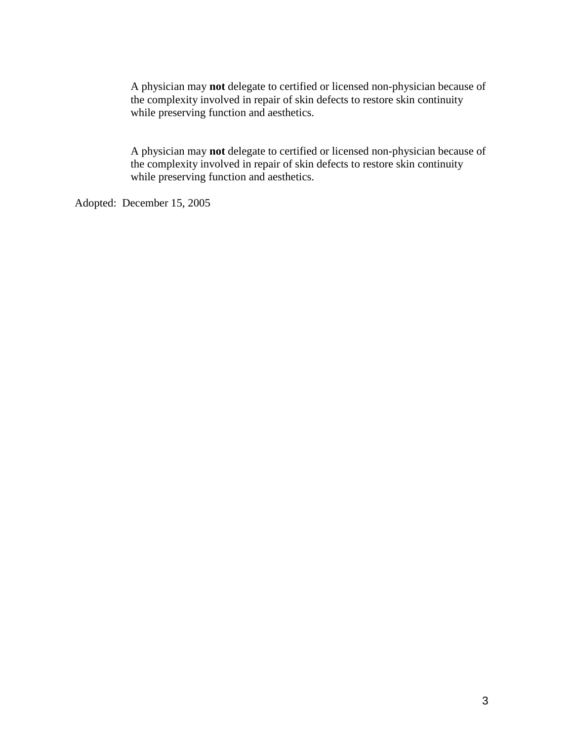A physician may **not** delegate to certified or licensed non-physician because of the complexity involved in repair of skin defects to restore skin continuity while preserving function and aesthetics.

A physician may **not** delegate to certified or licensed non-physician because of the complexity involved in repair of skin defects to restore skin continuity while preserving function and aesthetics.

Adopted: December 15, 2005